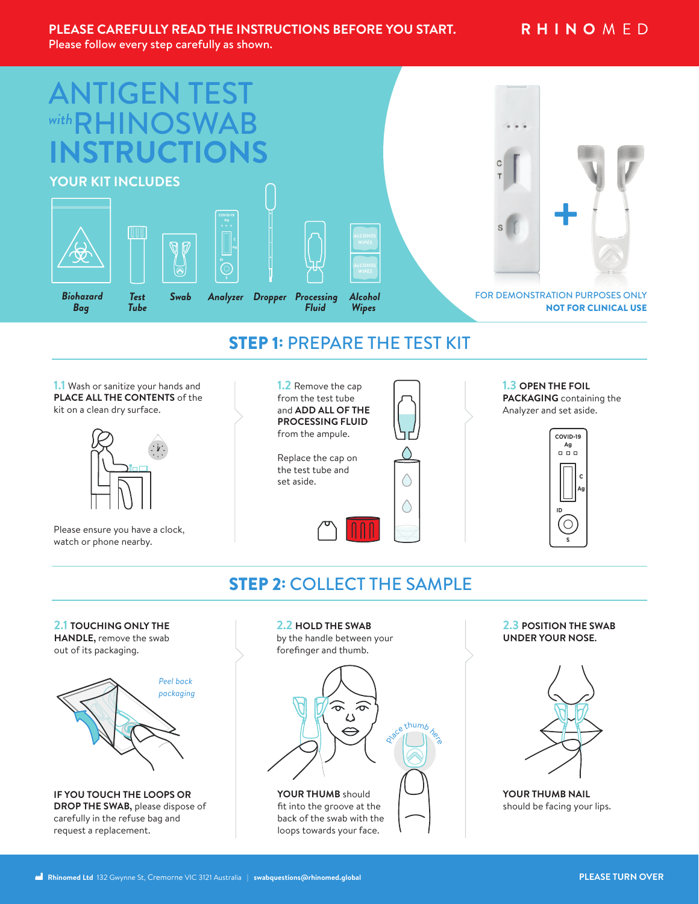**PLEASE CAREFULLY READ THE INSTRUCTIONS BEFORE YOU START.**
Please follow every step carefully as shown.

RHINOMED

# ANTIGEN TEST *with* RHINOSWAB INSTRUCTIONS

## YOUR KIT INCLUDES

*Biohazard Bag* · *Test Tube* · *Swab* · *Analyzer* · *Dropper* · *Processing Fluid* · *Alcohol Wipes*

FOR DEMONSTRATION PURPOSES ONLY
**NOT FOR CLINICAL USE**

## STEP 1: PREPARE THE TEST KIT

**1.1** Wash or sanitize your hands and **PLACE ALL THE CONTENTS** of the kit on a clean dry surface.

Please ensure you have a clock, watch or phone nearby.

**1.2** Remove the cap from the test tube and **ADD ALL OF THE PROCESSING FLUID** from the ampule.

Replace the cap on the test tube and set aside.

**1.3** **OPEN THE FOIL PACKAGING** containing the Analyzer and set aside.

## STEP 2: COLLECT THE SAMPLE

**2.1** **TOUCHING ONLY THE HANDLE,** remove the swab out of its packaging.

*Peel back packaging*

**IF YOU TOUCH THE LOOPS OR DROP THE SWAB,** please dispose of carefully in the refuse bag and request a replacement.

**2.2** **HOLD THE SWAB** by the handle between your forefinger and thumb.

*Place thumb here*

**YOUR THUMB** should fit into the groove at the back of the swab with the loops towards your face.

**2.3** **POSITION THE SWAB UNDER YOUR NOSE.**

**YOUR THUMB NAIL** should be facing your lips.

**Rhinomed Ltd** 132 Gwynne St, Cremorne VIC 3121 Australia | **swabquestions@rhinomed.global**

**PLEASE TURN OVER**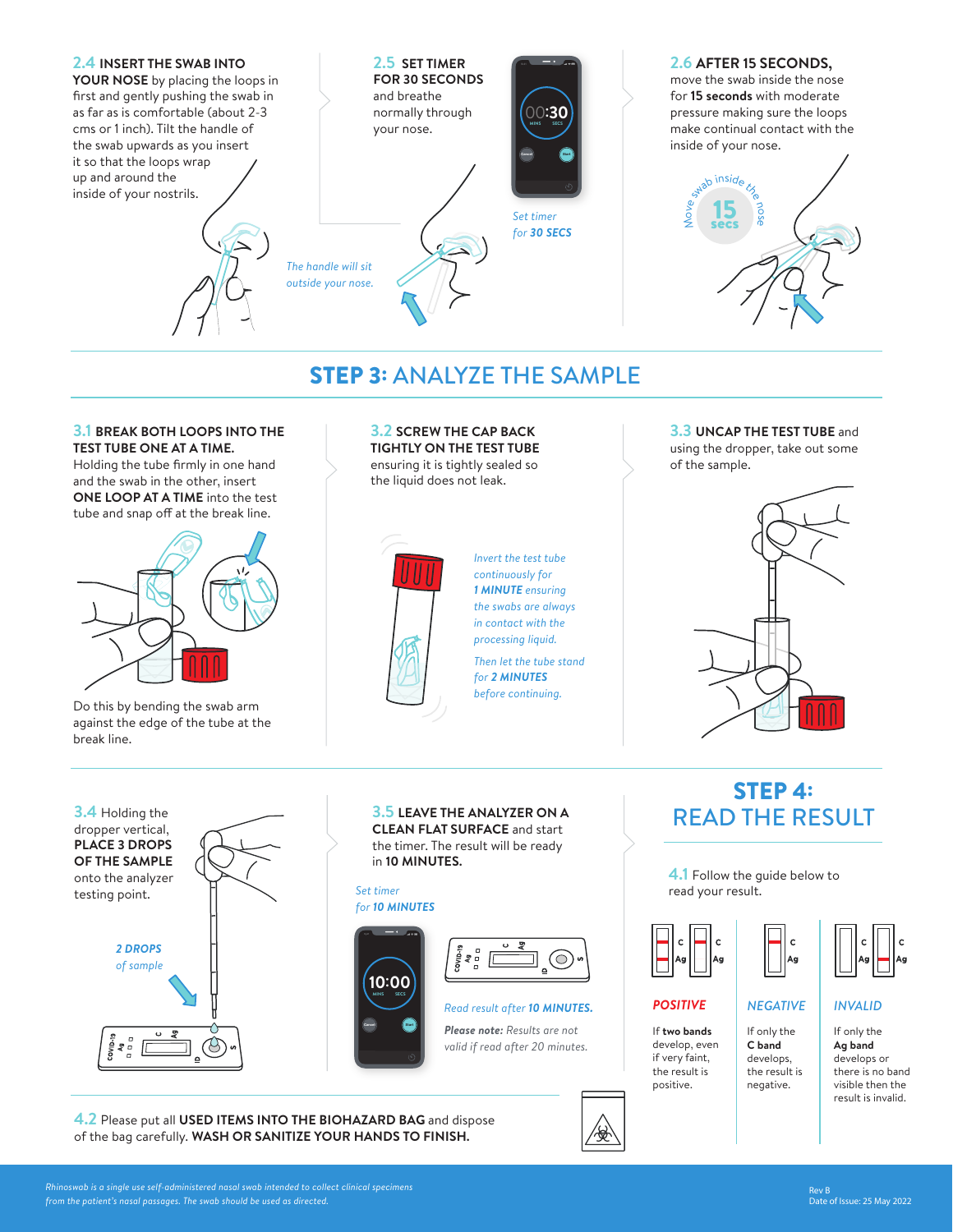**2.4 INSERT THE SWAB INTO YOUR NOSE** by placing the loops in first and gently pushing the swab in as far as is comfortable (about 2-3 cms or 1 inch). Tilt the handle of the swab upwards as you insert it so that the loops wrap up and around the inside of your nostrils.

*The handle will sit outside your nose.*

**2.5 SET TIMER FOR 30 SECONDS** and breathe normally through your nose.

*Set timer for **30 SECS***

**2.6 AFTER 15 SECONDS,** move the swab inside the nose for **15 seconds** with moderate pressure making sure the loops make continual contact with the inside of your nose.

Move swab inside the nose 15 secs

## STEP 3: ANALYZE THE SAMPLE

**3.1 BREAK BOTH LOOPS INTO THE TEST TUBE ONE AT A TIME.** Holding the tube firmly in one hand and the swab in the other, insert **ONE LOOP AT A TIME** into the test tube and snap off at the break line.

Do this by bending the swab arm against the edge of the tube at the break line.

**3.2 SCREW THE CAP BACK TIGHTLY ON THE TEST TUBE** ensuring it is tightly sealed so the liquid does not leak.

*Invert the test tube continuously for **1 MINUTE** ensuring the swabs are always in contact with the processing liquid.*

*Then let the tube stand for **2 MINUTES** before continuing.*

**3.3 UNCAP THE TEST TUBE** and using the dropper, take out some of the sample.

**3.4** Holding the dropper vertical, **PLACE 3 DROPS OF THE SAMPLE** onto the analyzer testing point.

*2 DROPS of sample*

**3.5 LEAVE THE ANALYZER ON A CLEAN FLAT SURFACE** and start the timer. The result will be ready in **10 MINUTES.**

*Set timer for **10 MINUTES***

*Read result after **10 MINUTES.***

***Please note:** Results are not valid if read after 20 minutes.*

## STEP 4: READ THE RESULT

**4.1** Follow the guide below to read your result.

***POSITIVE***

If **two bands** develop, even if very faint, the result is positive.

***NEGATIVE***

If only the **C band** develops, the result is negative.

***INVALID***

If only the **Ag band** develops or there is no band visible then the result is invalid.

**4.2** Please put all **USED ITEMS INTO THE BIOHAZARD BAG** and dispose of the bag carefully. **WASH OR SANITIZE YOUR HANDS TO FINISH.**

*Rhinoswab is a single use self-administered nasal swab intended to collect clinical specimens from the patient's nasal passages. The swab should be used as directed.*

Rev B
Date of Issue: 25 May 2022